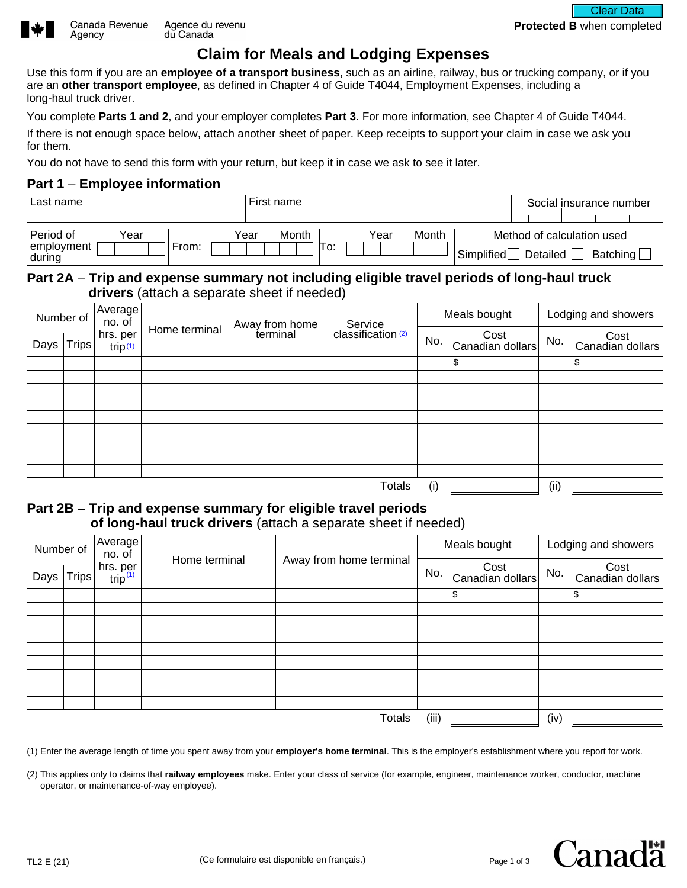Canada Revenue Agency | Agence du revenu du Canada

Clear Data

**Protected B** when completed

# Claim for Meals and Lodging Expenses

Use this form if you are an **employee of a transport business**, such as an airline, railway, bus or trucking company, or if you are an **other transport employee**, as defined in Chapter 4 of Guide T4044, Employment Expenses, including a long-haul truck driver.

You complete **Parts 1 and 2**, and your employer completes **Part 3**. For more information, see Chapter 4 of Guide T4044.

If there is not enough space below, attach another sheet of paper. Keep receipts to support your claim in case we ask you for them.

You do not have to send this form with your return, but keep it in case we ask to see it later.

## Part 1 – Employee information

| Last name | First name | Social insurance number |
|---|---|---|
| | | |

| Period of employment during: Year | From: Year Month | To: Year Month | Method of calculation used: Simplified ☐ Detailed ☐ Batching ☐ |
|---|---|---|---|
| | | | |

## Part 2A – Trip and expense summary not including eligible travel periods of long-haul truck drivers (attach a separate sheet if needed)

| Number of | | Average no. of hrs. per trip (1) | Home terminal | Away from home terminal | Service classification (2) | Meals bought | | Lodging and showers | |
|---|---|---|---|---|---|---|---|---|---|
| Days | Trips | | | | | No. | Cost Canadian dollars | No. | Cost Canadian dollars |
| | | | | | | | $ | | $ |
| | | | | | | | | | |
| | | | | | | | | | |
| | | | | | | | | | |
| | | | | | | | | | |
| | | | | | | | | | |
| | | | | | | | | | |
| | | | | | | | | | |
| | | | | | | | | | |
| | | | | | Totals | (i) | | (ii) | |

## Part 2B – Trip and expense summary for eligible travel periods of long-haul truck drivers (attach a separate sheet if needed)

| Number of | | Average no. of hrs. per trip (1) | Home terminal | Away from home terminal | Meals bought | | Lodging and showers | |
|---|---|---|---|---|---|---|---|---|
| Days | Trips | | | | No. | Cost Canadian dollars | No. | Cost Canadian dollars |
| | | | | | | $ | | $ |
| | | | | | | | | |
| | | | | | | | | |
| | | | | | | | | |
| | | | | | | | | |
| | | | | | | | | |
| | | | | | | | | |
| | | | | | | | | |
| | | | | | | | | |
| | | | | Totals | (iii) | | (iv) | |

(1) Enter the average length of time you spent away from your **employer's home terminal**. This is the employer's establishment where you report for work.

(2) This applies only to claims that **railway employees** make. Enter your class of service (for example, engineer, maintenance worker, conductor, machine operator, or maintenance-of-way employee).

TL2 E (21) (Ce formulaire est disponible en français.)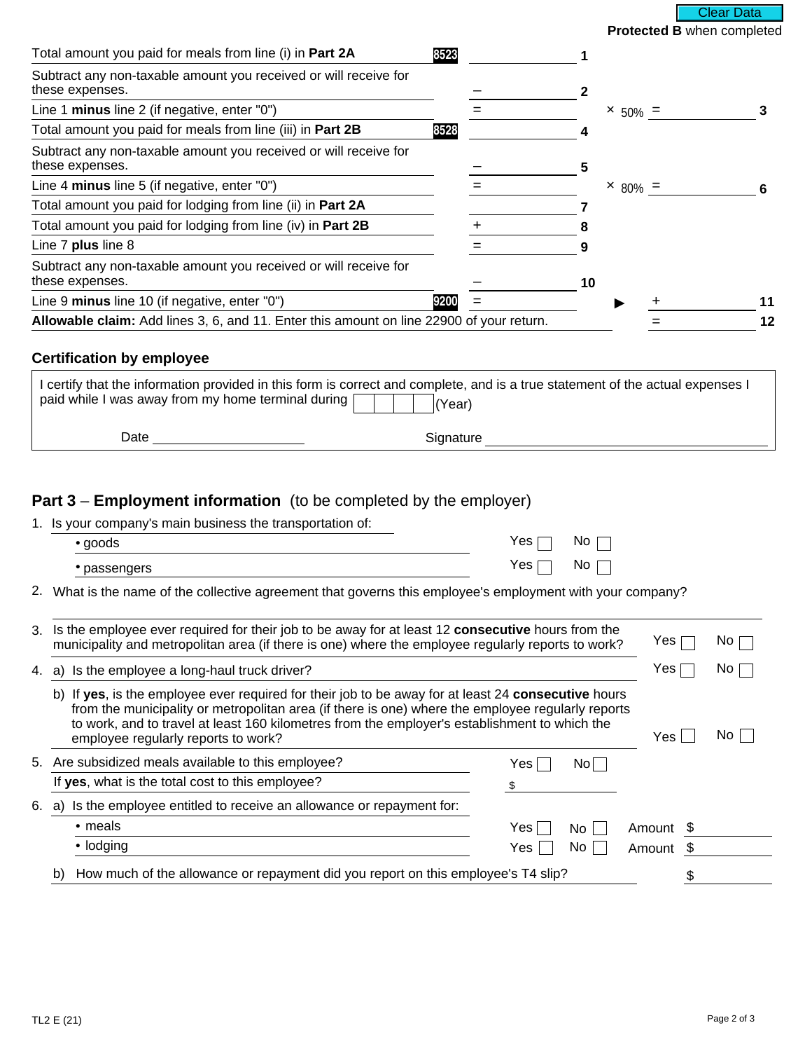Clear Data

**Protected B** when completed

| | | | | | | |
|---|---|---|---|---|---|---|
| Total amount you paid for meals from line (i) in **Part 2A** | 8523 | | 1 | | | |
| Subtract any non-taxable amount you received or will receive for these expenses. | | – | 2 | | | |
| Line 1 **minus** line 2 (if negative, enter "0") | | = | | × 50% | = | 3 |
| Total amount you paid for meals from line (iii) in **Part 2B** | 8528 | | 4 | | | |
| Subtract any non-taxable amount you received or will receive for these expenses. | | – | 5 | | | |
| Line 4 **minus** line 5 (if negative, enter "0") | | = | | × 80% | = | 6 |
| Total amount you paid for lodging from line (ii) in **Part 2A** | | | 7 | | | |
| Total amount you paid for lodging from line (iv) in **Part 2B** | | + | 8 | | | |
| Line 7 **plus** line 8 | | = | 9 | | | |
| Subtract any non-taxable amount you received or will receive for these expenses. | | – | 10 | | | |
| Line 9 **minus** line 10 (if negative, enter "0") | 9200 | = | | ▶ | + | 11 |
| **Allowable claim:** Add lines 3, 6, and 11. Enter this amount on line 22900 of your return. | | | | | = | 12 |

### Certification by employee

I certify that the information provided in this form is correct and complete, and is a true statement of the actual expenses I paid while I was away from my home terminal during ☐☐☐☐ (Year)

Date ____________________ Signature ______________________________

## Part 3 – Employment information (to be completed by the employer)

1. Is your company's main business the transportation of:
   - goods — Yes ☐ No ☐
   - passengers — Yes ☐ No ☐
2. What is the name of the collective agreement that governs this employee's employment with your company?

   ______________________________________________
3. Is the employee ever required for their job to be away for at least 12 **consecutive** hours from the municipality and metropolitan area (if there is one) where the employee regularly reports to work? — Yes ☐ No ☐
4. a) Is the employee a long-haul truck driver? — Yes ☐ No ☐

   b) If **yes**, is the employee ever required for their job to be away for at least 24 **consecutive** hours from the municipality or metropolitan area (if there is one) where the employee regularly reports to work, and to travel at least 160 kilometres from the employer's establishment to which the employee regularly reports to work? — Yes ☐ No ☐
5. Are subsidized meals available to this employee? — Yes ☐ No ☐

   If **yes**, what is the total cost to this employee? $ ________
6. a) Is the employee entitled to receive an allowance or repayment for:
   - meals — Yes ☐ No ☐ Amount $ ________
   - lodging — Yes ☐ No ☐ Amount $ ________

   b) How much of the allowance or repayment did you report on this employee's T4 slip? $ ________

TL2 E (21)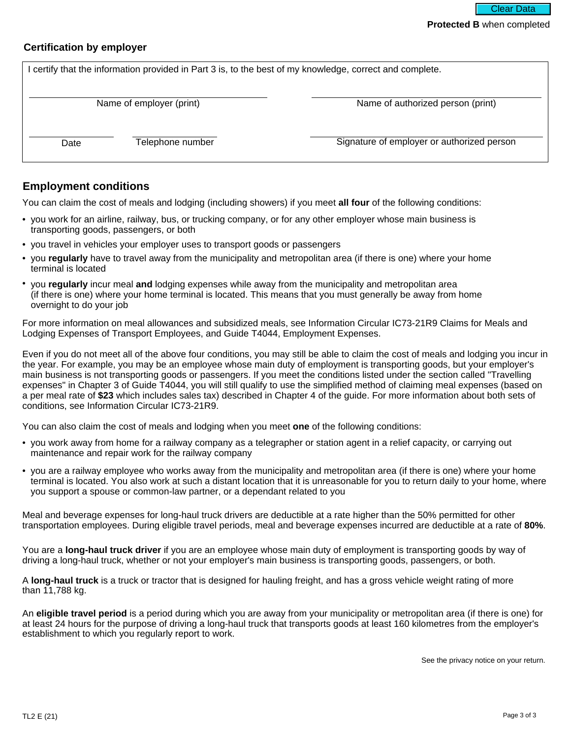Clear Data

**Protected B** when completed

## Certification by employer

I certify that the information provided in Part 3 is, to the best of my knowledge, correct and complete.

| | |
|---|---|
| Name of employer (print) | Name of authorized person (print) |
| Date / Telephone number | Signature of employer or authorized person |

## Employment conditions

You can claim the cost of meals and lodging (including showers) if you meet **all four** of the following conditions:

- you work for an airline, railway, bus, or trucking company, or for any other employer whose main business is transporting goods, passengers, or both
- you travel in vehicles your employer uses to transport goods or passengers
- you **regularly** have to travel away from the municipality and metropolitan area (if there is one) where your home terminal is located
- you **regularly** incur meal **and** lodging expenses while away from the municipality and metropolitan area (if there is one) where your home terminal is located. This means that you must generally be away from home overnight to do your job

For more information on meal allowances and subsidized meals, see Information Circular IC73-21R9 Claims for Meals and Lodging Expenses of Transport Employees, and Guide T4044, Employment Expenses.

Even if you do not meet all of the above four conditions, you may still be able to claim the cost of meals and lodging you incur in the year. For example, you may be an employee whose main duty of employment is transporting goods, but your employer's main business is not transporting goods or passengers. If you meet the conditions listed under the section called "Travelling expenses" in Chapter 3 of Guide T4044, you will still qualify to use the simplified method of claiming meal expenses (based on a per meal rate of **$23** which includes sales tax) described in Chapter 4 of the guide. For more information about both sets of conditions, see Information Circular IC73-21R9.

You can also claim the cost of meals and lodging when you meet **one** of the following conditions:

- you work away from home for a railway company as a telegrapher or station agent in a relief capacity, or carrying out maintenance and repair work for the railway company
- you are a railway employee who works away from the municipality and metropolitan area (if there is one) where your home terminal is located. You also work at such a distant location that it is unreasonable for you to return daily to your home, where you support a spouse or common-law partner, or a dependant related to you

Meal and beverage expenses for long-haul truck drivers are deductible at a rate higher than the 50% permitted for other transportation employees. During eligible travel periods, meal and beverage expenses incurred are deductible at a rate of **80%**.

You are a **long-haul truck driver** if you are an employee whose main duty of employment is transporting goods by way of driving a long-haul truck, whether or not your employer's main business is transporting goods, passengers, or both.

A **long-haul truck** is a truck or tractor that is designed for hauling freight, and has a gross vehicle weight rating of more than 11,788 kg.

An **eligible travel period** is a period during which you are away from your municipality or metropolitan area (if there is one) for at least 24 hours for the purpose of driving a long-haul truck that transports goods at least 160 kilometres from the employer's establishment to which you regularly report to work.

See the privacy notice on your return.

TL2 E (21)